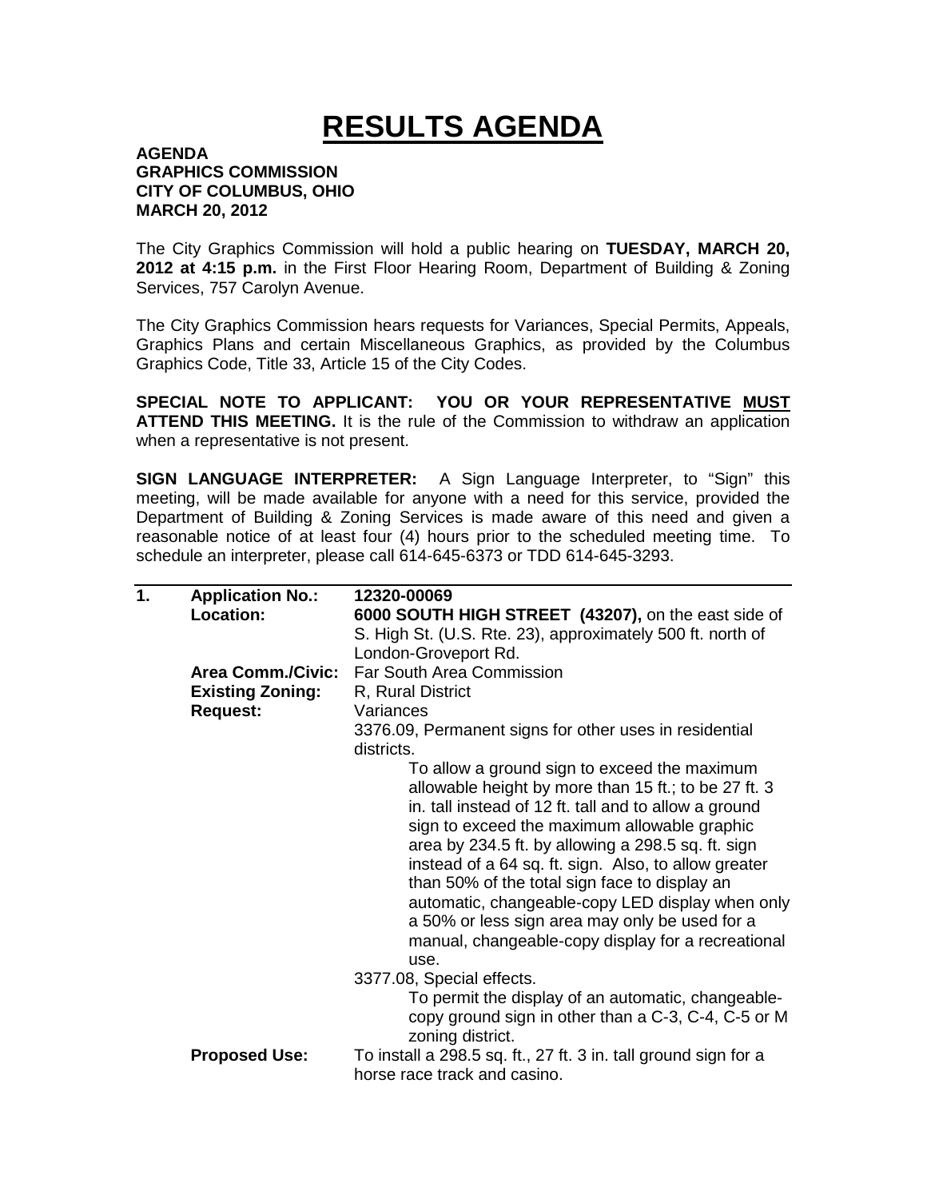# RESULTS AGENDA

**AGENDA**
**GRAPHICS COMMISSION**
**CITY OF COLUMBUS, OHIO**
**MARCH 20, 2012**

The City Graphics Commission will hold a public hearing on **TUESDAY, MARCH 20, 2012 at 4:15 p.m.** in the First Floor Hearing Room, Department of Building & Zoning Services, 757 Carolyn Avenue.

The City Graphics Commission hears requests for Variances, Special Permits, Appeals, Graphics Plans and certain Miscellaneous Graphics, as provided by the Columbus Graphics Code, Title 33, Article 15 of the City Codes.

**SPECIAL NOTE TO APPLICANT: YOU OR YOUR REPRESENTATIVE MUST ATTEND THIS MEETING.** It is the rule of the Commission to withdraw an application when a representative is not present.

**SIGN LANGUAGE INTERPRETER:** A Sign Language Interpreter, to "Sign" this meeting, will be made available for anyone with a need for this service, provided the Department of Building & Zoning Services is made aware of this need and given a reasonable notice of at least four (4) hours prior to the scheduled meeting time. To schedule an interpreter, please call 614-645-6373 or TDD 614-645-3293.

---

**1. Application No.:** **12320-00069**

**Location:** **6000 SOUTH HIGH STREET (43207),** on the east side of S. High St. (U.S. Rte. 23), approximately 500 ft. north of London-Groveport Rd.

**Area Comm./Civic:** Far South Area Commission

**Existing Zoning:** R, Rural District

**Request:** Variances

3376.09, Permanent signs for other uses in residential districts.

To allow a ground sign to exceed the maximum allowable height by more than 15 ft.; to be 27 ft. 3 in. tall instead of 12 ft. tall and to allow a ground sign to exceed the maximum allowable graphic area by 234.5 ft. by allowing a 298.5 sq. ft. sign instead of a 64 sq. ft. sign. Also, to allow greater than 50% of the total sign face to display an automatic, changeable-copy LED display when only a 50% or less sign area may only be used for a manual, changeable-copy display for a recreational use.

3377.08, Special effects.

To permit the display of an automatic, changeable-copy ground sign in other than a C-3, C-4, C-5 or M zoning district.

**Proposed Use:** To install a 298.5 sq. ft., 27 ft. 3 in. tall ground sign for a horse race track and casino.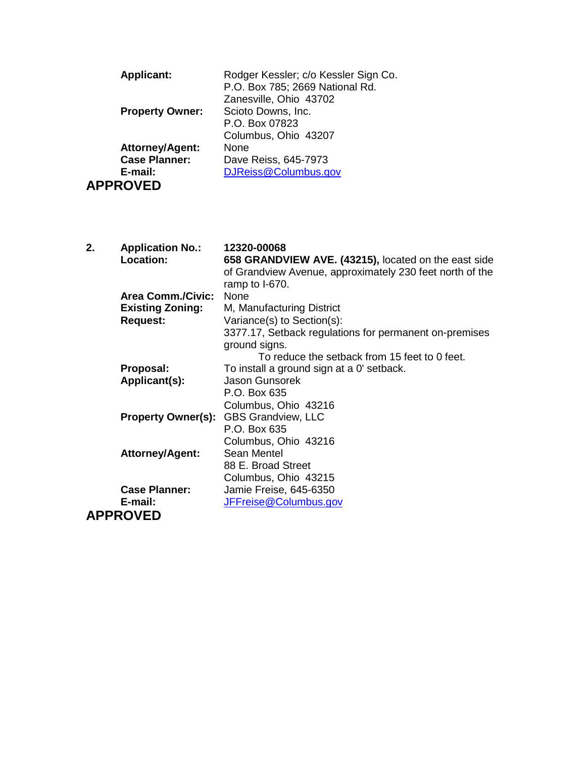| | |
|---|---|
| **Applicant:** | Rodger Kessler; c/o Kessler Sign Co.<br>P.O. Box 785; 2669 National Rd.<br>Zanesville, Ohio 43702 |
| **Property Owner:** | Scioto Downs, Inc.<br>P.O. Box 07823<br>Columbus, Ohio 43207 |
| **Attorney/Agent:** | None |
| **Case Planner:** | Dave Reiss, 645-7973 |
| **E-mail:** | DJReiss@Columbus.gov |

**APPROVED**

**2.**

| | |
|---|---|
| **Application No.:** | **12320-00068** |
| **Location:** | **658 GRANDVIEW AVE. (43215),** located on the east side of Grandview Avenue, approximately 230 feet north of the ramp to I-670. |
| **Area Comm./Civic:** | None |
| **Existing Zoning:** | M, Manufacturing District |
| **Request:** | Variance(s) to Section(s):<br>3377.17, Setback regulations for permanent on-premises ground signs.<br>To reduce the setback from 15 feet to 0 feet. |
| **Proposal:** | To install a ground sign at a 0' setback. |
| **Applicant(s):** | Jason Gunsorek<br>P.O. Box 635<br>Columbus, Ohio 43216 |
| **Property Owner(s):** | GBS Grandview, LLC<br>P.O. Box 635<br>Columbus, Ohio 43216 |
| **Attorney/Agent:** | Sean Mentel<br>88 E. Broad Street<br>Columbus, Ohio 43215 |
| **Case Planner:** | Jamie Freise, 645-6350 |
| **E-mail:** | JFFreise@Columbus.gov |

**APPROVED**